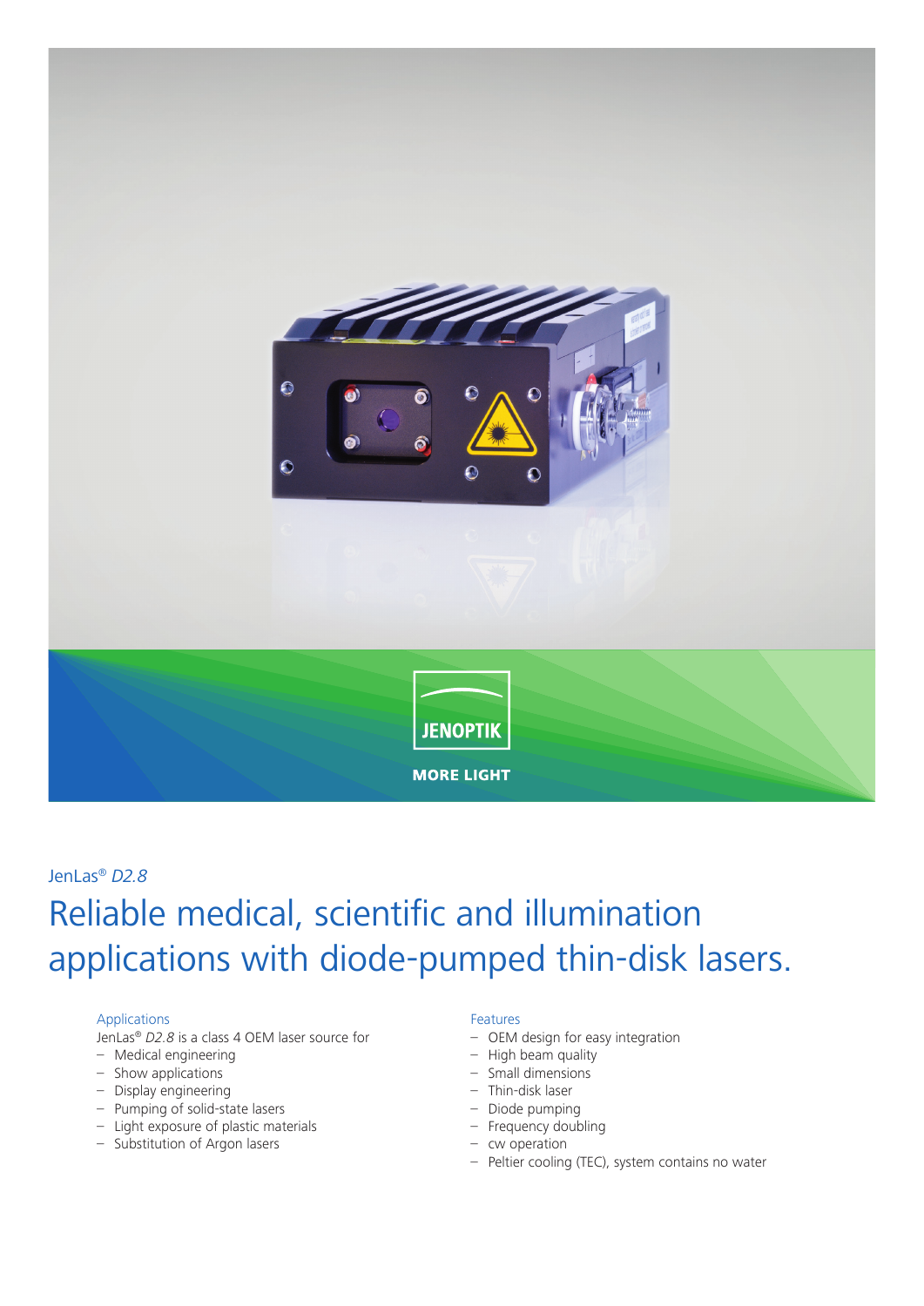JENOPTIK

MORE LIGHT

JenLas® *D2.8*

# Reliable medical, scientific and illumination applications with diode-pumped thin-disk lasers.

### Applications

JenLas® *D2.8* is a class 4 OEM laser source for

- Medical engineering
- Show applications
- Display engineering
- Pumping of solid-state lasers
- Light exposure of plastic materials
- Substitution of Argon lasers

### Features

- OEM design for easy integration
- High beam quality
- Small dimensions
- Thin-disk laser
- Diode pumping
- Frequency doubling
- cw operation
- Peltier cooling (TEC), system contains no water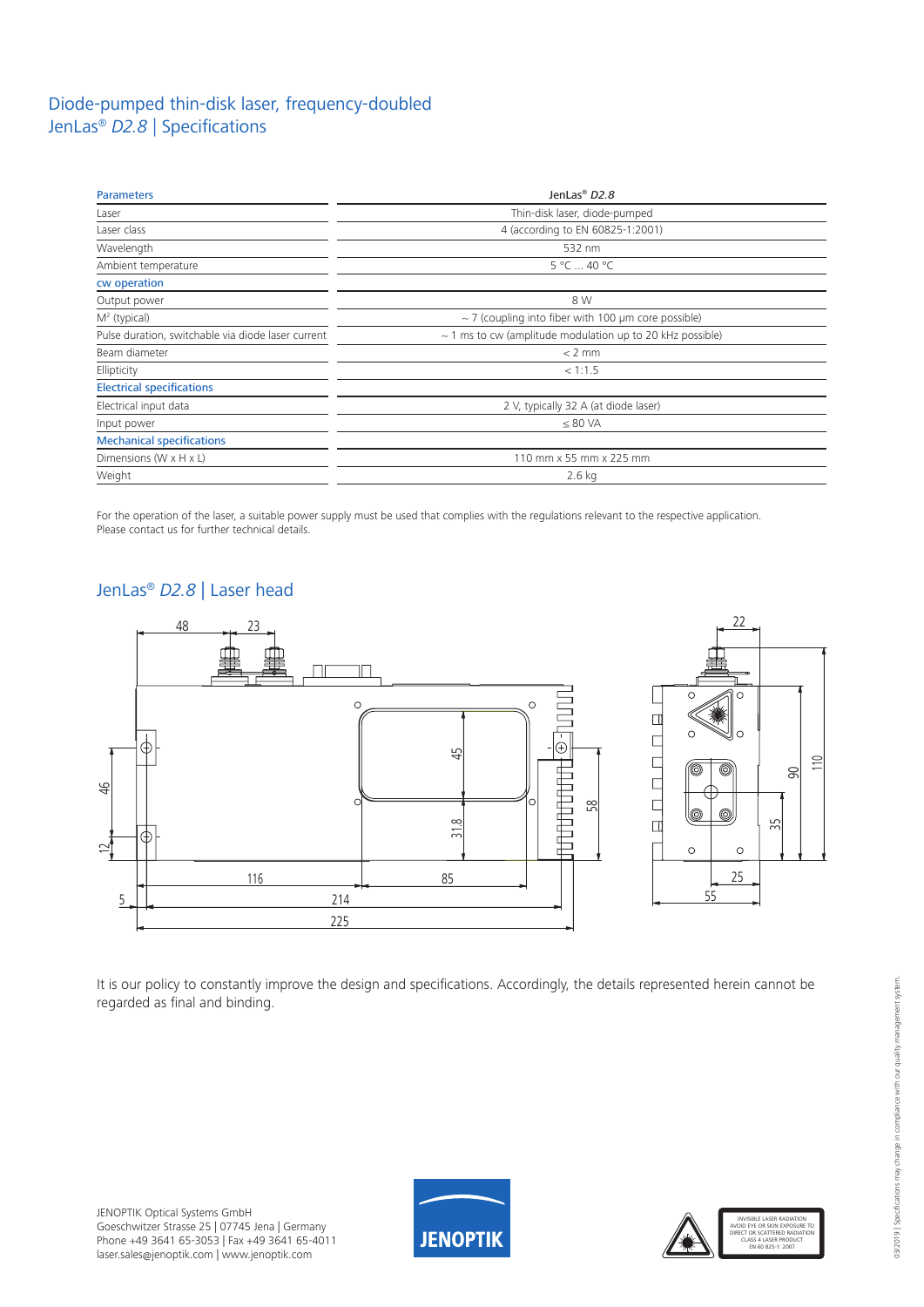# Diode-pumped thin-disk laser, frequency-doubled
## JenLas® *D2.8* | Specifications

| Parameters | JenLas® *D2.8* |
|---|---|
| Laser | Thin-disk laser, diode-pumped |
| Laser class | 4 (according to EN 60825-1:2001) |
| Wavelength | 532 nm |
| Ambient temperature | 5 °C … 40 °C |
| **cw operation** | |
| Output power | 8 W |
| $M^2$ (typical) | ~ 7 (coupling into fiber with 100 µm core possible) |
| Pulse duration, switchable via diode laser current | ~ 1 ms to cw (amplitude modulation up to 20 kHz possible) |
| Beam diameter | < 2 mm |
| Ellipticity | < 1:1.5 |
| **Electrical specifications** | |
| Electrical input data | 2 V, typically 32 A (at diode laser) |
| Input power | ≤ 80 VA |
| **Mechanical specifications** | |
| Dimensions (W x H x L) | 110 mm x 55 mm x 225 mm |
| Weight | 2.6 kg |

For the operation of the laser, a suitable power supply must be used that complies with the regulations relevant to the respective application.
Please contact us for further technical details.

## JenLas® *D2.8* | Laser head

48
23
46
12
45
31.8
58
116
85
5
214
225
22
90
110
35
25
55

It is our policy to constantly improve the design and specifications. Accordingly, the details represented herein cannot be regarded as final and binding.

JENOPTIK Optical Systems GmbH
Goeschwitzer Strasse 25 | 07745 Jena | Germany
Phone +49 3641 65-3053 | Fax +49 3641 65-4011
laser.sales@jenoptik.com | www.jenoptik.com

JENOPTIK

INVISIBLE LASER RADIATION
AVOID EYE OR SKIN EXPOSURE TO
DIRECT OR SCATTERED RADIATION
CLASS 4 LASER PRODUCT
EN 60 825-1: 2007

03/2019 | Specifications may change in compliance with our quality management system.